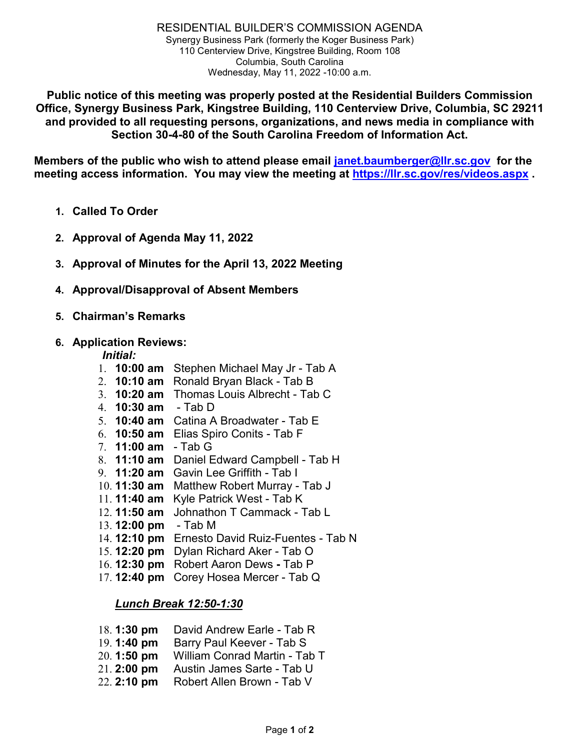# RESIDENTIAL BUILDER'S COMMISSION AGENDA

Synergy Business Park (formerly the Koger Business Park)
110 Centerview Drive, Kingstree Building, Room 108
Columbia, South Carolina
Wednesday, May 11, 2022 -10:00 a.m.

**Public notice of this meeting was properly posted at the Residential Builders Commission Office, Synergy Business Park, Kingstree Building, 110 Centerview Drive, Columbia, SC 29211 and provided to all requesting persons, organizations, and news media in compliance with Section 30-4-80 of the South Carolina Freedom of Information Act.**

**Members of the public who wish to attend please email [janet.baumberger@llr.sc.gov](mailto:janet.baumberger@llr.sc.gov) for the meeting access information. You may view the meeting at [https://llr.sc.gov/res/videos.aspx](https://llr.sc.gov/res/videos.aspx) .**

1. **Called To Order**
2. **Approval of Agenda May 11, 2022**
3. **Approval of Minutes for the April 13, 2022 Meeting**
4. **Approval/Disapproval of Absent Members**
5. **Chairman's Remarks**
6. **Application Reviews:**

   ***Initial:***

   1. **10:00 am** Stephen Michael May Jr - Tab A
   2. **10:10 am** Ronald Bryan Black - Tab B
   3. **10:20 am** Thomas Louis Albrecht - Tab C
   4. **10:30 am** - Tab D
   5. **10:40 am** Catina A Broadwater - Tab E
   6. **10:50 am** Elias Spiro Conits - Tab F
   7. **11:00 am** - Tab G
   8. **11:10 am** Daniel Edward Campbell - Tab H
   9. **11:20 am** Gavin Lee Griffith - Tab I
   10. **11:30 am** Matthew Robert Murray - Tab J
   11. **11:40 am** Kyle Patrick West - Tab K
   12. **11:50 am** Johnathon T Cammack - Tab L
   13. **12:00 pm** - Tab M
   14. **12:10 pm** Ernesto David Ruiz-Fuentes - Tab N
   15. **12:20 pm** Dylan Richard Aker - Tab O
   16. **12:30 pm** Robert Aaron Dews **-** Tab P
   17. **12:40 pm** Corey Hosea Mercer - Tab Q

   ***Lunch Break 12:50-1:30***

   18. **1:30 pm** David Andrew Earle - Tab R
   19. **1:40 pm** Barry Paul Keever - Tab S
   20. **1:50 pm** William Conrad Martin - Tab T
   21. **2:00 pm** Austin James Sarte - Tab U
   22. **2:10 pm** Robert Allen Brown - Tab V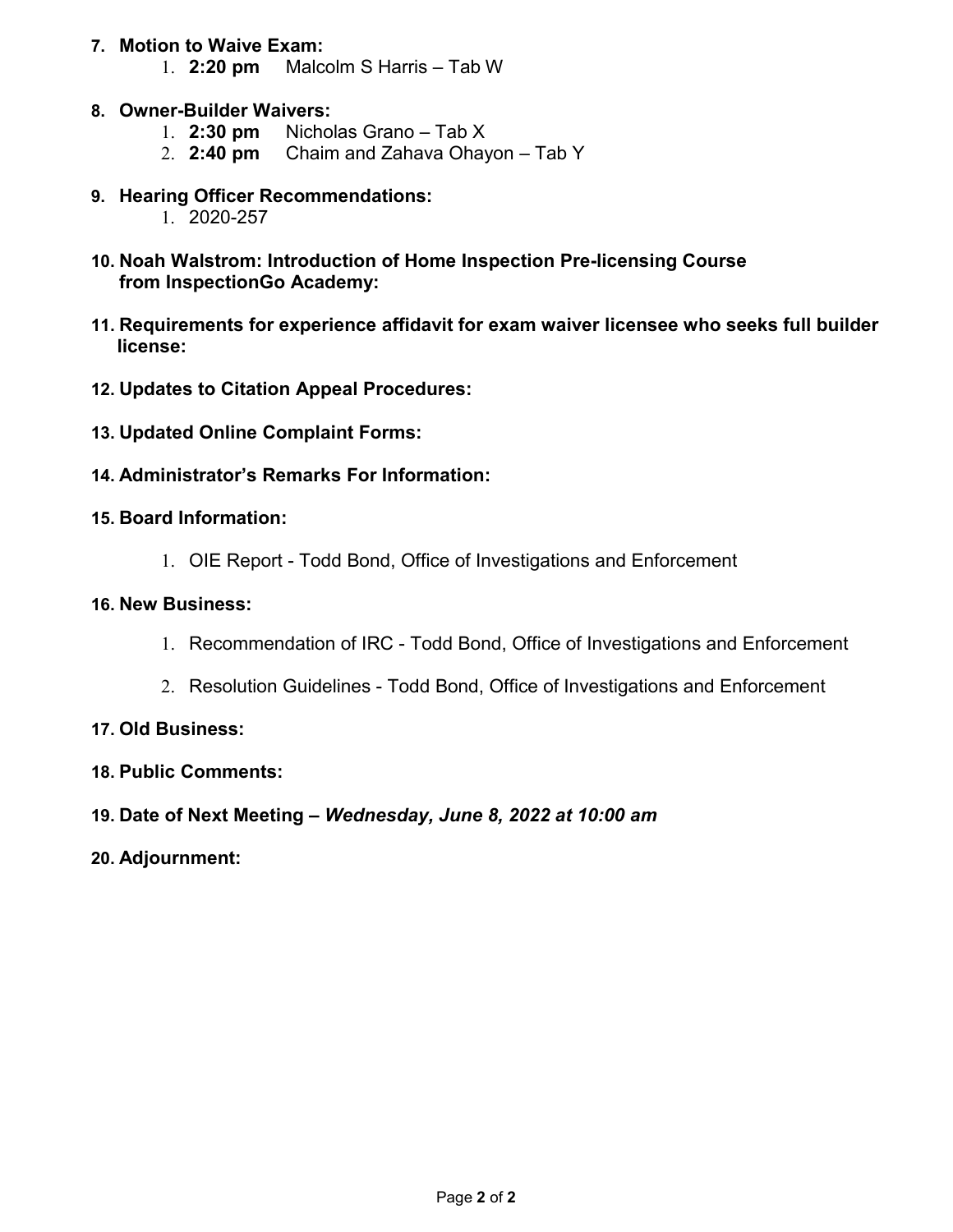**7. Motion to Waive Exam:**

1. **2:20 pm** Malcolm S Harris – Tab W

**8. Owner-Builder Waivers:**

1. **2:30 pm** Nicholas Grano – Tab X
2. **2:40 pm** Chaim and Zahava Ohayon – Tab Y

**9. Hearing Officer Recommendations:**

1. 2020-257

**10. Noah Walstrom: Introduction of Home Inspection Pre-licensing Course from InspectionGo Academy:**

**11. Requirements for experience affidavit for exam waiver licensee who seeks full builder license:**

**12. Updates to Citation Appeal Procedures:**

**13. Updated Online Complaint Forms:**

**14. Administrator's Remarks For Information:**

**15. Board Information:**

1. OIE Report - Todd Bond, Office of Investigations and Enforcement

**16. New Business:**

1. Recommendation of IRC - Todd Bond, Office of Investigations and Enforcement
2. Resolution Guidelines - Todd Bond, Office of Investigations and Enforcement

**17. Old Business:**

**18. Public Comments:**

**19. Date of Next Meeting –** ***Wednesday, June 8, 2022 at 10:00 am***

**20. Adjournment:**